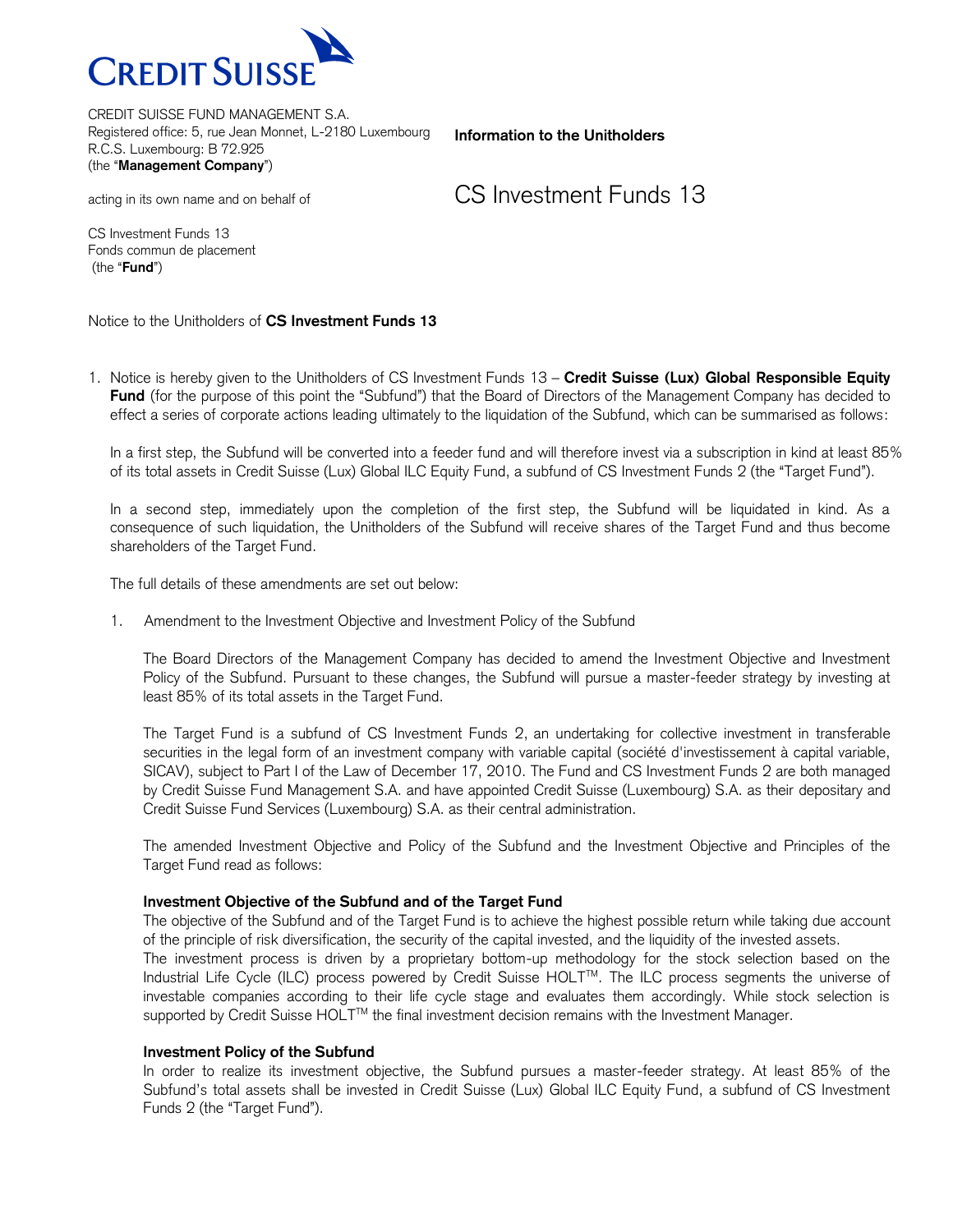**CREDIT SUISSE**

CREDIT SUISSE FUND MANAGEMENT S.A.
Registered office: 5, rue Jean Monnet, L-2180 Luxembourg
R.C.S. Luxembourg: B 72.925
(the "**Management Company**")

acting in its own name and on behalf of

CS Investment Funds 13
Fonds commun de placement
(the "**Fund**")

**Information to the Unitholders**

# CS Investment Funds 13

Notice to the Unitholders of **CS Investment Funds 13**

1. Notice is hereby given to the Unitholders of CS Investment Funds 13 – **Credit Suisse (Lux) Global Responsible Equity Fund** (for the purpose of this point the "Subfund") that the Board of Directors of the Management Company has decided to effect a series of corporate actions leading ultimately to the liquidation of the Subfund, which can be summarised as follows:

   In a first step, the Subfund will be converted into a feeder fund and will therefore invest via a subscription in kind at least 85% of its total assets in Credit Suisse (Lux) Global ILC Equity Fund, a subfund of CS Investment Funds 2 (the "Target Fund").

   In a second step, immediately upon the completion of the first step, the Subfund will be liquidated in kind. As a consequence of such liquidation, the Unitholders of the Subfund will receive shares of the Target Fund and thus become shareholders of the Target Fund.

   The full details of these amendments are set out below:

   1. Amendment to the Investment Objective and Investment Policy of the Subfund

      The Board Directors of the Management Company has decided to amend the Investment Objective and Investment Policy of the Subfund. Pursuant to these changes, the Subfund will pursue a master-feeder strategy by investing at least 85% of its total assets in the Target Fund.

      The Target Fund is a subfund of CS Investment Funds 2, an undertaking for collective investment in transferable securities in the legal form of an investment company with variable capital (société d'investissement à capital variable, SICAV), subject to Part I of the Law of December 17, 2010. The Fund and CS Investment Funds 2 are both managed by Credit Suisse Fund Management S.A. and have appointed Credit Suisse (Luxembourg) S.A. as their depositary and Credit Suisse Fund Services (Luxembourg) S.A. as their central administration.

      The amended Investment Objective and Policy of the Subfund and the Investment Objective and Principles of the Target Fund read as follows:

      **Investment Objective of the Subfund and of the Target Fund**
      The objective of the Subfund and of the Target Fund is to achieve the highest possible return while taking due account of the principle of risk diversification, the security of the capital invested, and the liquidity of the invested assets.
      The investment process is driven by a proprietary bottom-up methodology for the stock selection based on the Industrial Life Cycle (ILC) process powered by Credit Suisse HOLT™. The ILC process segments the universe of investable companies according to their life cycle stage and evaluates them accordingly. While stock selection is supported by Credit Suisse HOLT™ the final investment decision remains with the Investment Manager.

      **Investment Policy of the Subfund**
      In order to realize its investment objective, the Subfund pursues a master-feeder strategy. At least 85% of the Subfund's total assets shall be invested in Credit Suisse (Lux) Global ILC Equity Fund, a subfund of CS Investment Funds 2 (the "Target Fund").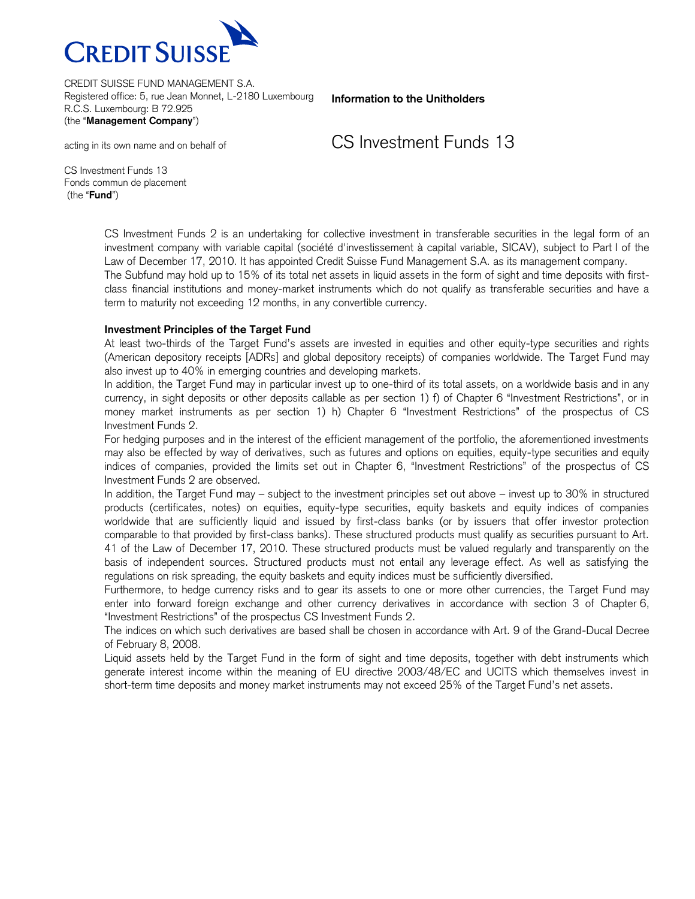CREDIT SUISSE

CREDIT SUISSE FUND MANAGEMENT S.A.
Registered office: 5, rue Jean Monnet, L-2180 Luxembourg
R.C.S. Luxembourg: B 72.925
(the "**Management Company**")

acting in its own name and on behalf of

CS Investment Funds 13
Fonds commun de placement
(the "**Fund**")

**Information to the Unitholders**

# CS Investment Funds 13

CS Investment Funds 2 is an undertaking for collective investment in transferable securities in the legal form of an investment company with variable capital (société d'investissement à capital variable, SICAV), subject to Part I of the Law of December 17, 2010. It has appointed Credit Suisse Fund Management S.A. as its management company.
The Subfund may hold up to 15% of its total net assets in liquid assets in the form of sight and time deposits with first-class financial institutions and money-market instruments which do not qualify as transferable securities and have a term to maturity not exceeding 12 months, in any convertible currency.

**Investment Principles of the Target Fund**

At least two-thirds of the Target Fund's assets are invested in equities and other equity-type securities and rights (American depository receipts [ADRs] and global depository receipts) of companies worldwide. The Target Fund may also invest up to 40% in emerging countries and developing markets.
In addition, the Target Fund may in particular invest up to one-third of its total assets, on a worldwide basis and in any currency, in sight deposits or other deposits callable as per section 1) f) of Chapter 6 "Investment Restrictions", or in money market instruments as per section 1) h) Chapter 6 "Investment Restrictions" of the prospectus of CS Investment Funds 2.
For hedging purposes and in the interest of the efficient management of the portfolio, the aforementioned investments may also be effected by way of derivatives, such as futures and options on equities, equity-type securities and equity indices of companies, provided the limits set out in Chapter 6, "Investment Restrictions" of the prospectus of CS Investment Funds 2 are observed.
In addition, the Target Fund may – subject to the investment principles set out above – invest up to 30% in structured products (certificates, notes) on equities, equity-type securities, equity baskets and equity indices of companies worldwide that are sufficiently liquid and issued by first-class banks (or by issuers that offer investor protection comparable to that provided by first-class banks). These structured products must qualify as securities pursuant to Art. 41 of the Law of December 17, 2010. These structured products must be valued regularly and transparently on the basis of independent sources. Structured products must not entail any leverage effect. As well as satisfying the regulations on risk spreading, the equity baskets and equity indices must be sufficiently diversified.
Furthermore, to hedge currency risks and to gear its assets to one or more other currencies, the Target Fund may enter into forward foreign exchange and other currency derivatives in accordance with section 3 of Chapter 6, "Investment Restrictions" of the prospectus CS Investment Funds 2.
The indices on which such derivatives are based shall be chosen in accordance with Art. 9 of the Grand-Ducal Decree of February 8, 2008.
Liquid assets held by the Target Fund in the form of sight and time deposits, together with debt instruments which generate interest income within the meaning of EU directive 2003/48/EC and UCITS which themselves invest in short-term time deposits and money market instruments may not exceed 25% of the Target Fund's net assets.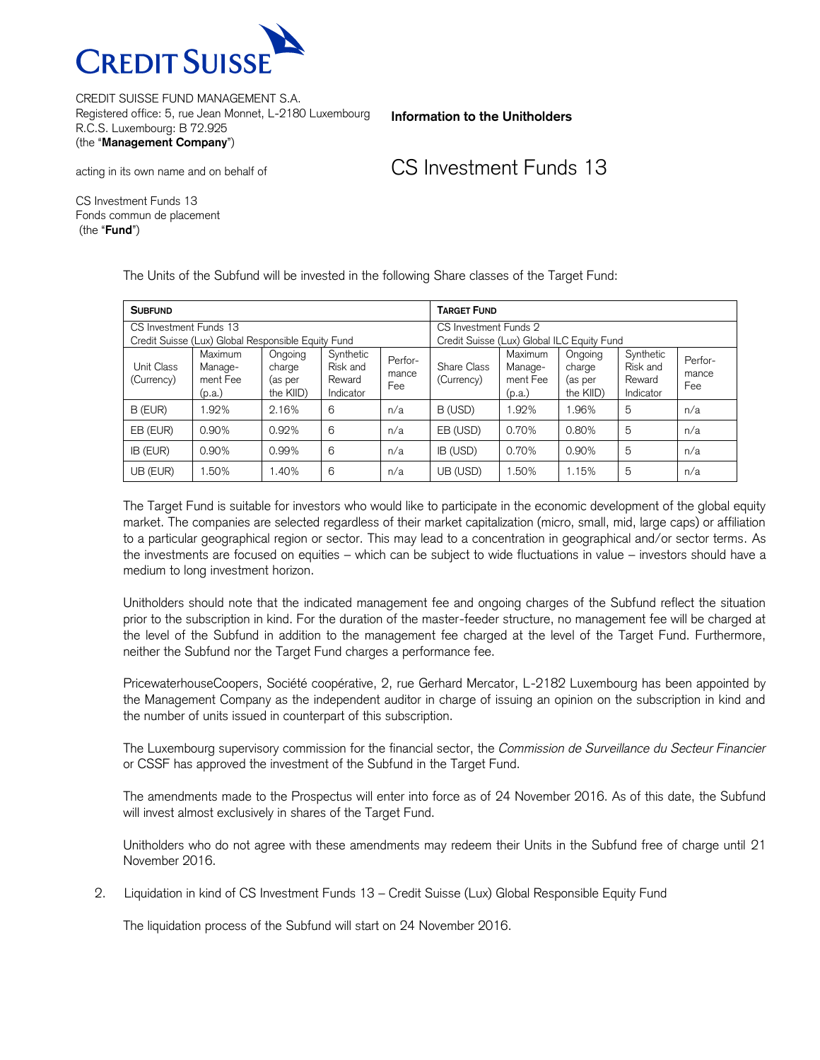CREDIT SUISSE FUND MANAGEMENT S.A.
Registered office: 5, rue Jean Monnet, L-2180 Luxembourg
R.C.S. Luxembourg: B 72.925
(the "**Management Company**")

acting in its own name and on behalf of

CS Investment Funds 13
Fonds commun de placement
(the "**Fund**")

**Information to the Unitholders**

# CS Investment Funds 13

The Units of the Subfund will be invested in the following Share classes of the Target Fund:

| **SUBFUND** | | | | | **TARGET FUND** | | | | |
|---|---|---|---|---|---|---|---|---|---|
| CS Investment Funds 13 Credit Suisse (Lux) Global Responsible Equity Fund | | | | | CS Investment Funds 2 Credit Suisse (Lux) Global ILC Equity Fund | | | | |
| Unit Class (Currency) | Maximum Management Fee (p.a.) | Ongoing charge (as per the KIID) | Synthetic Risk and Reward Indicator | Performance Fee | Share Class (Currency) | Maximum Management Fee (p.a.) | Ongoing charge (as per the KIID) | Synthetic Risk and Reward Indicator | Performance Fee |
| B (EUR) | 1.92% | 2.16% | 6 | n/a | B (USD) | 1.92% | 1.96% | 5 | n/a |
| EB (EUR) | 0.90% | 0.92% | 6 | n/a | EB (USD) | 0.70% | 0.80% | 5 | n/a |
| IB (EUR) | 0.90% | 0.99% | 6 | n/a | IB (USD) | 0.70% | 0.90% | 5 | n/a |
| UB (EUR) | 1.50% | 1.40% | 6 | n/a | UB (USD) | 1.50% | 1.15% | 5 | n/a |

The Target Fund is suitable for investors who would like to participate in the economic development of the global equity market. The companies are selected regardless of their market capitalization (micro, small, mid, large caps) or affiliation to a particular geographical region or sector. This may lead to a concentration in geographical and/or sector terms. As the investments are focused on equities – which can be subject to wide fluctuations in value – investors should have a medium to long investment horizon.

Unitholders should note that the indicated management fee and ongoing charges of the Subfund reflect the situation prior to the subscription in kind. For the duration of the master-feeder structure, no management fee will be charged at the level of the Subfund in addition to the management fee charged at the level of the Target Fund. Furthermore, neither the Subfund nor the Target Fund charges a performance fee.

PricewaterhouseCoopers, Société coopérative, 2, rue Gerhard Mercator, L-2182 Luxembourg has been appointed by the Management Company as the independent auditor in charge of issuing an opinion on the subscription in kind and the number of units issued in counterpart of this subscription.

The Luxembourg supervisory commission for the financial sector, the *Commission de Surveillance du Secteur Financier* or CSSF has approved the investment of the Subfund in the Target Fund.

The amendments made to the Prospectus will enter into force as of 24 November 2016. As of this date, the Subfund will invest almost exclusively in shares of the Target Fund.

Unitholders who do not agree with these amendments may redeem their Units in the Subfund free of charge until 21 November 2016.

2. Liquidation in kind of CS Investment Funds 13 – Credit Suisse (Lux) Global Responsible Equity Fund

The liquidation process of the Subfund will start on 24 November 2016.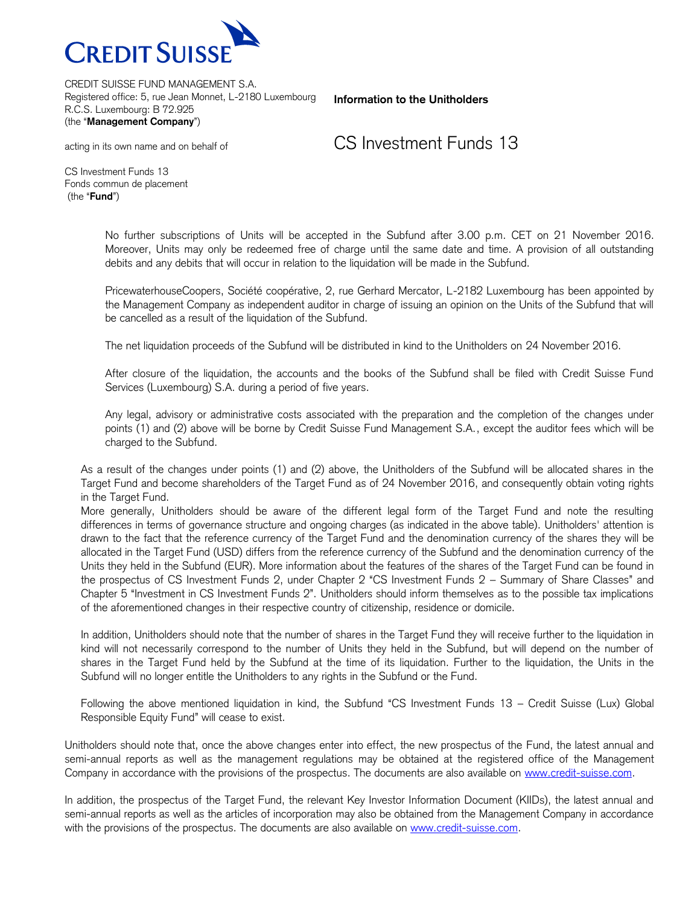CREDIT SUISSE

CREDIT SUISSE FUND MANAGEMENT S.A.
Registered office: 5, rue Jean Monnet, L-2180 Luxembourg
R.C.S. Luxembourg: B 72.925
(the "**Management Company**")

acting in its own name and on behalf of

CS Investment Funds 13
Fonds commun de placement
(the "**Fund**")

**Information to the Unitholders**

# CS Investment Funds 13

No further subscriptions of Units will be accepted in the Subfund after 3.00 p.m. CET on 21 November 2016. Moreover, Units may only be redeemed free of charge until the same date and time. A provision of all outstanding debits and any debits that will occur in relation to the liquidation will be made in the Subfund.

PricewaterhouseCoopers, Société coopérative, 2, rue Gerhard Mercator, L-2182 Luxembourg has been appointed by the Management Company as independent auditor in charge of issuing an opinion on the Units of the Subfund that will be cancelled as a result of the liquidation of the Subfund.

The net liquidation proceeds of the Subfund will be distributed in kind to the Unitholders on 24 November 2016.

After closure of the liquidation, the accounts and the books of the Subfund shall be filed with Credit Suisse Fund Services (Luxembourg) S.A. during a period of five years.

Any legal, advisory or administrative costs associated with the preparation and the completion of the changes under points (1) and (2) above will be borne by Credit Suisse Fund Management S.A., except the auditor fees which will be charged to the Subfund.

As a result of the changes under points (1) and (2) above, the Unitholders of the Subfund will be allocated shares in the Target Fund and become shareholders of the Target Fund as of 24 November 2016, and consequently obtain voting rights in the Target Fund.
More generally, Unitholders should be aware of the different legal form of the Target Fund and note the resulting differences in terms of governance structure and ongoing charges (as indicated in the above table). Unitholders' attention is drawn to the fact that the reference currency of the Target Fund and the denomination currency of the shares they will be allocated in the Target Fund (USD) differs from the reference currency of the Subfund and the denomination currency of the Units they held in the Subfund (EUR). More information about the features of the shares of the Target Fund can be found in the prospectus of CS Investment Funds 2, under Chapter 2 "CS Investment Funds 2 – Summary of Share Classes" and Chapter 5 "Investment in CS Investment Funds 2". Unitholders should inform themselves as to the possible tax implications of the aforementioned changes in their respective country of citizenship, residence or domicile.

In addition, Unitholders should note that the number of shares in the Target Fund they will receive further to the liquidation in kind will not necessarily correspond to the number of Units they held in the Subfund, but will depend on the number of shares in the Target Fund held by the Subfund at the time of its liquidation. Further to the liquidation, the Units in the Subfund will no longer entitle the Unitholders to any rights in the Subfund or the Fund.

Following the above mentioned liquidation in kind, the Subfund "CS Investment Funds 13 – Credit Suisse (Lux) Global Responsible Equity Fund" will cease to exist.

Unitholders should note that, once the above changes enter into effect, the new prospectus of the Fund, the latest annual and semi-annual reports as well as the management regulations may be obtained at the registered office of the Management Company in accordance with the provisions of the prospectus. The documents are also available on www.credit-suisse.com.

In addition, the prospectus of the Target Fund, the relevant Key Investor Information Document (KIIDs), the latest annual and semi-annual reports as well as the articles of incorporation may also be obtained from the Management Company in accordance with the provisions of the prospectus. The documents are also available on www.credit-suisse.com.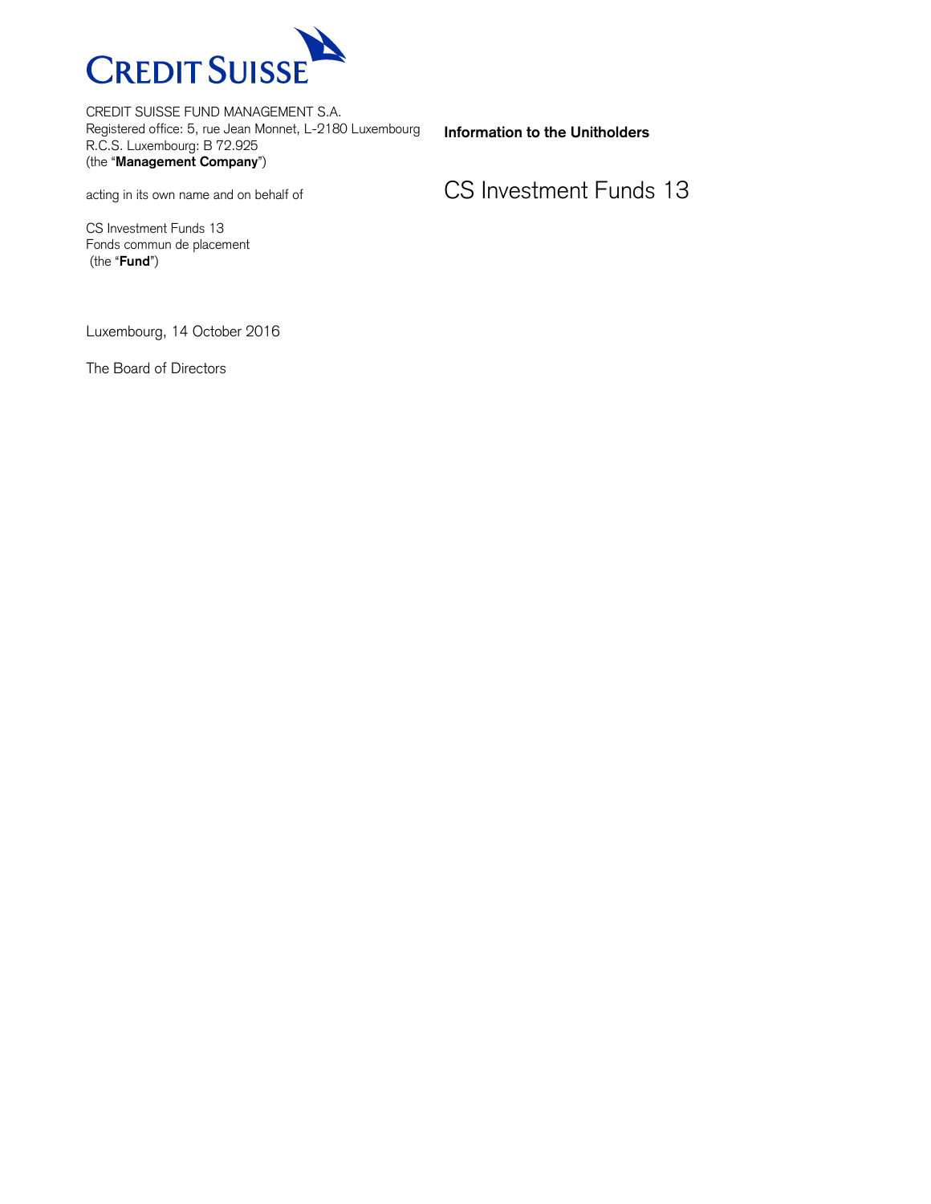CREDIT SUISSE

CREDIT SUISSE FUND MANAGEMENT S.A.
Registered office: 5, rue Jean Monnet, L-2180 Luxembourg
R.C.S. Luxembourg: B 72.925
(the "**Management Company**")

acting in its own name and on behalf of

CS Investment Funds 13
Fonds commun de placement
(the "**Fund**")

**Information to the Unitholders**

# CS Investment Funds 13

Luxembourg, 14 October 2016

The Board of Directors